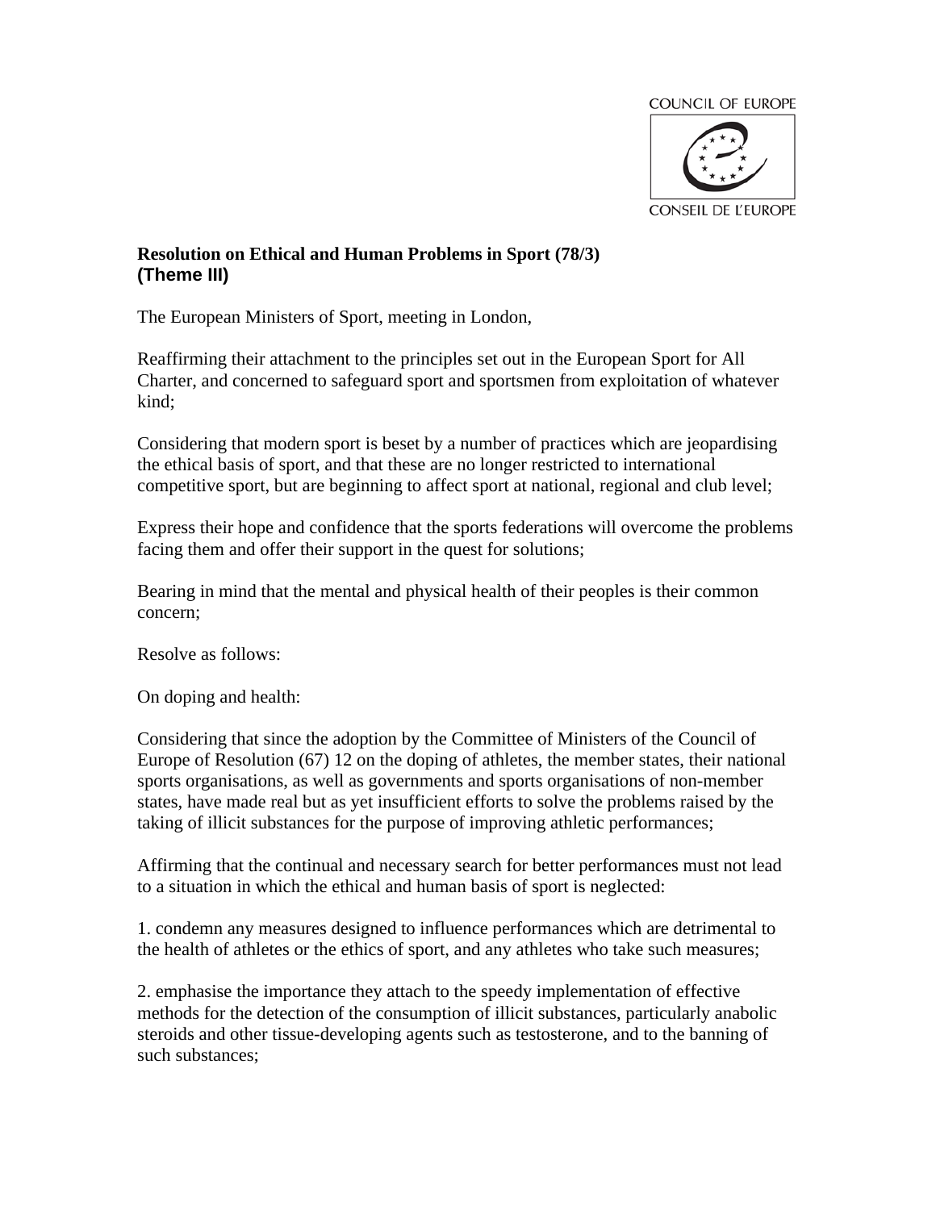COUNCIL OF EUROPE

CONSEIL DE L'EUROPE

**Resolution on Ethical and Human Problems in Sport (78/3)**
**(Theme III)**

The European Ministers of Sport, meeting in London,

Reaffirming their attachment to the principles set out in the European Sport for All Charter, and concerned to safeguard sport and sportsmen from exploitation of whatever kind;

Considering that modern sport is beset by a number of practices which are jeopardising the ethical basis of sport, and that these are no longer restricted to international competitive sport, but are beginning to affect sport at national, regional and club level;

Express their hope and confidence that the sports federations will overcome the problems facing them and offer their support in the quest for solutions;

Bearing in mind that the mental and physical health of their peoples is their common concern;

Resolve as follows:

On doping and health:

Considering that since the adoption by the Committee of Ministers of the Council of Europe of Resolution (67) 12 on the doping of athletes, the member states, their national sports organisations, as well as governments and sports organisations of non-member states, have made real but as yet insufficient efforts to solve the problems raised by the taking of illicit substances for the purpose of improving athletic performances;

Affirming that the continual and necessary search for better performances must not lead to a situation in which the ethical and human basis of sport is neglected:

1. condemn any measures designed to influence performances which are detrimental to the health of athletes or the ethics of sport, and any athletes who take such measures;

2. emphasise the importance they attach to the speedy implementation of effective methods for the detection of the consumption of illicit substances, particularly anabolic steroids and other tissue-developing agents such as testosterone, and to the banning of such substances;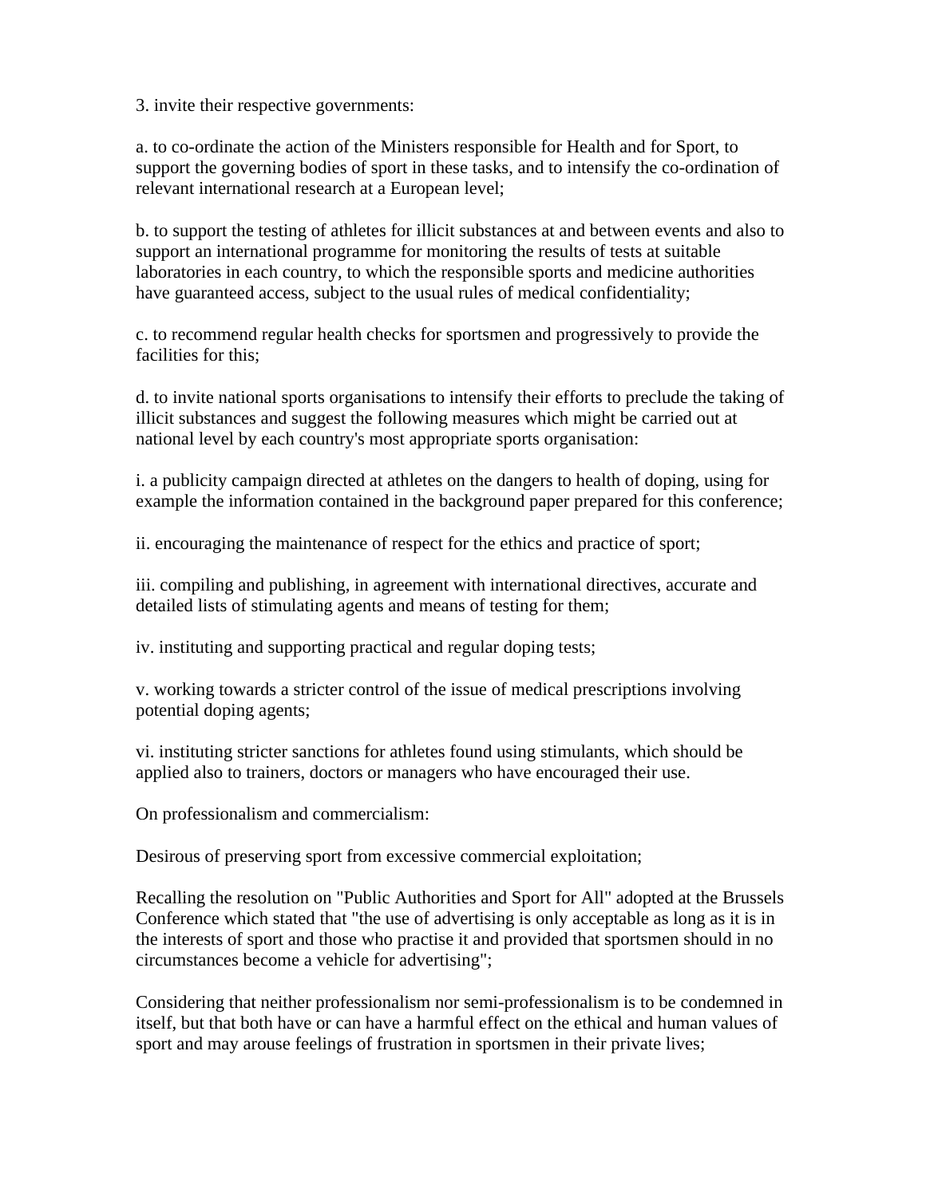3. invite their respective governments:

a. to co-ordinate the action of the Ministers responsible for Health and for Sport, to support the governing bodies of sport in these tasks, and to intensify the co-ordination of relevant international research at a European level;

b. to support the testing of athletes for illicit substances at and between events and also to support an international programme for monitoring the results of tests at suitable laboratories in each country, to which the responsible sports and medicine authorities have guaranteed access, subject to the usual rules of medical confidentiality;

c. to recommend regular health checks for sportsmen and progressively to provide the facilities for this;

d. to invite national sports organisations to intensify their efforts to preclude the taking of illicit substances and suggest the following measures which might be carried out at national level by each country's most appropriate sports organisation:

i. a publicity campaign directed at athletes on the dangers to health of doping, using for example the information contained in the background paper prepared for this conference;

ii. encouraging the maintenance of respect for the ethics and practice of sport;

iii. compiling and publishing, in agreement with international directives, accurate and detailed lists of stimulating agents and means of testing for them;

iv. instituting and supporting practical and regular doping tests;

v. working towards a stricter control of the issue of medical prescriptions involving potential doping agents;

vi. instituting stricter sanctions for athletes found using stimulants, which should be applied also to trainers, doctors or managers who have encouraged their use.

On professionalism and commercialism:

Desirous of preserving sport from excessive commercial exploitation;

Recalling the resolution on "Public Authorities and Sport for All" adopted at the Brussels Conference which stated that "the use of advertising is only acceptable as long as it is in the interests of sport and those who practise it and provided that sportsmen should in no circumstances become a vehicle for advertising";

Considering that neither professionalism nor semi-professionalism is to be condemned in itself, but that both have or can have a harmful effect on the ethical and human values of sport and may arouse feelings of frustration in sportsmen in their private lives;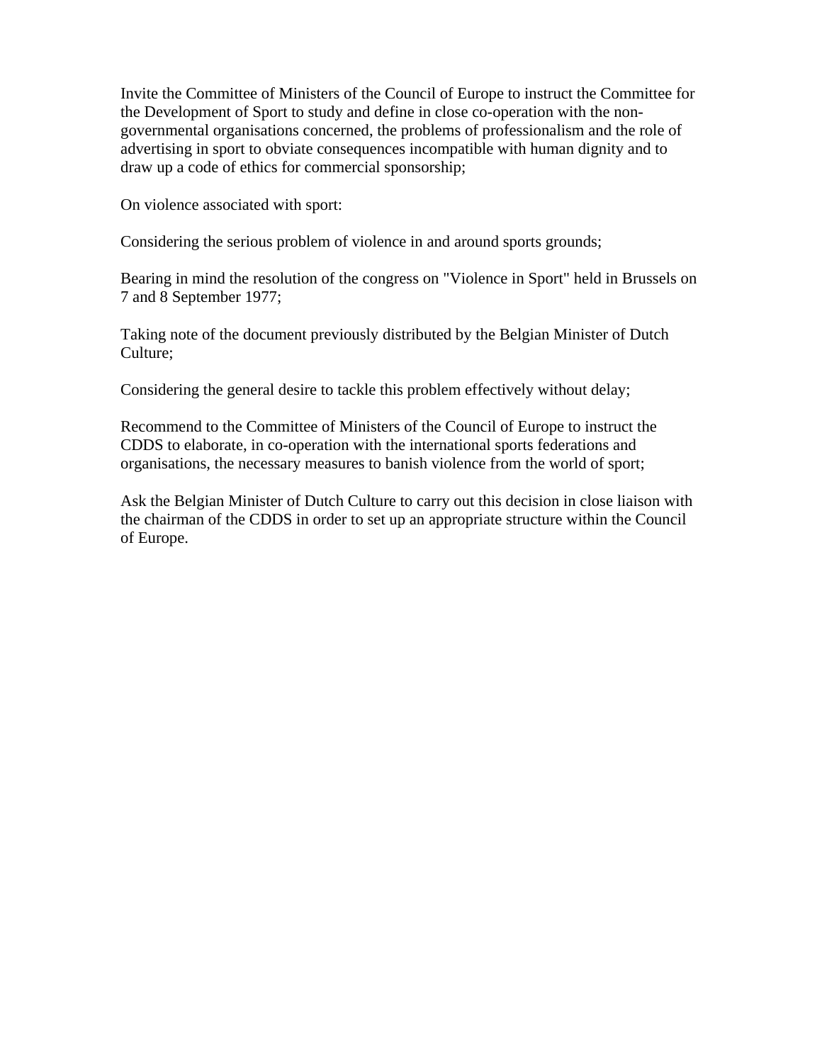Invite the Committee of Ministers of the Council of Europe to instruct the Committee for the Development of Sport to study and define in close co-operation with the non-governmental organisations concerned, the problems of professionalism and the role of advertising in sport to obviate consequences incompatible with human dignity and to draw up a code of ethics for commercial sponsorship;

On violence associated with sport:

Considering the serious problem of violence in and around sports grounds;

Bearing in mind the resolution of the congress on "Violence in Sport" held in Brussels on 7 and 8 September 1977;

Taking note of the document previously distributed by the Belgian Minister of Dutch Culture;

Considering the general desire to tackle this problem effectively without delay;

Recommend to the Committee of Ministers of the Council of Europe to instruct the CDDS to elaborate, in co-operation with the international sports federations and organisations, the necessary measures to banish violence from the world of sport;

Ask the Belgian Minister of Dutch Culture to carry out this decision in close liaison with the chairman of the CDDS in order to set up an appropriate structure within the Council of Europe.